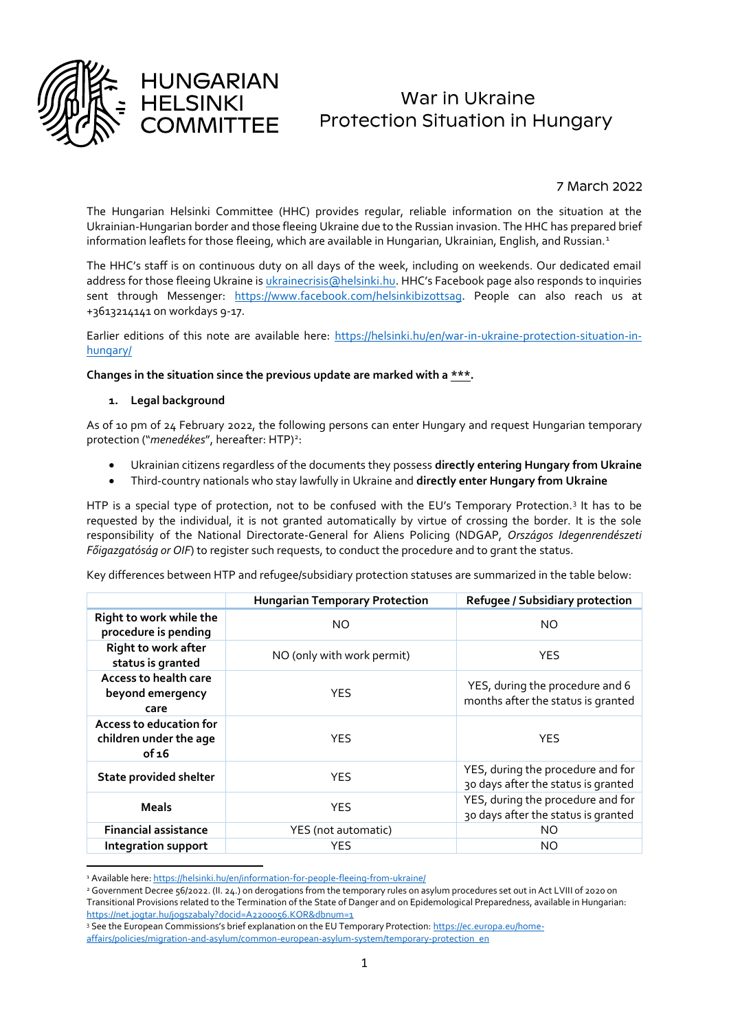HUNGARIAN HELSINKI COMMITTEE

# War in Ukraine
# Protection Situation in Hungary

7 March 2022

The Hungarian Helsinki Committee (HHC) provides regular, reliable information on the situation at the Ukrainian-Hungarian border and those fleeing Ukraine due to the Russian invasion. The HHC has prepared brief information leaflets for those fleeing, which are available in Hungarian, Ukrainian, English, and Russian.[1]

The HHC's staff is on continuous duty on all days of the week, including on weekends. Our dedicated email address for those fleeing Ukraine is ukrainecrisis@helsinki.hu. HHC's Facebook page also responds to inquiries sent through Messenger: https://www.facebook.com/helsinkibizottsag. People can also reach us at +3613214141 on workdays 9-17.

Earlier editions of this note are available here: https://helsinki.hu/en/war-in-ukraine-protection-situation-in-hungary/

**Changes in the situation since the previous update are marked with a *\*\*.**

## 1. Legal background

As of 10 pm of 24 February 2022, the following persons can enter Hungary and request Hungarian temporary protection ("*menedékes*", hereafter: HTP)[2]:

- Ukrainian citizens regardless of the documents they possess **directly entering Hungary from Ukraine**
- Third-country nationals who stay lawfully in Ukraine and **directly enter Hungary from Ukraine**

HTP is a special type of protection, not to be confused with the EU's Temporary Protection.[3] It has to be requested by the individual, it is not granted automatically by virtue of crossing the border. It is the sole responsibility of the National Directorate-General for Aliens Policing (NDGAP, *Országos Idegenrendészeti Főigazgatóság or OIF*) to register such requests, to conduct the procedure and to grant the status.

Key differences between HTP and refugee/subsidiary protection statuses are summarized in the table below:

| | Hungarian Temporary Protection | Refugee / Subsidiary protection |
|---|---|---|
| **Right to work while the procedure is pending** | NO | NO |
| **Right to work after status is granted** | NO (only with work permit) | YES |
| **Access to health care beyond emergency care** | YES | YES, during the procedure and 6 months after the status is granted |
| **Access to education for children under the age of 16** | YES | YES |
| **State provided shelter** | YES | YES, during the procedure and for 30 days after the status is granted |
| **Meals** | YES | YES, during the procedure and for 30 days after the status is granted |
| **Financial assistance** | YES (not automatic) | NO |
| **Integration support** | YES | NO |

[1] Available here: https://helsinki.hu/en/information-for-people-fleeing-from-ukraine/

[2] Government Decree 56/2022. (II. 24.) on derogations from the temporary rules on asylum procedures set out in Act LVIII of 2020 on Transitional Provisions related to the Termination of the State of Danger and on Epidemiological Preparedness, available in Hungarian: https://net.jogtar.hu/jogszabaly?docid=A2200056.KOR&dbnum=1

[3] See the European Commissions's brief explanation on the EU Temporary Protection: https://ec.europa.eu/home-affairs/policies/migration-and-asylum/common-european-asylum-system/temporary-protection_en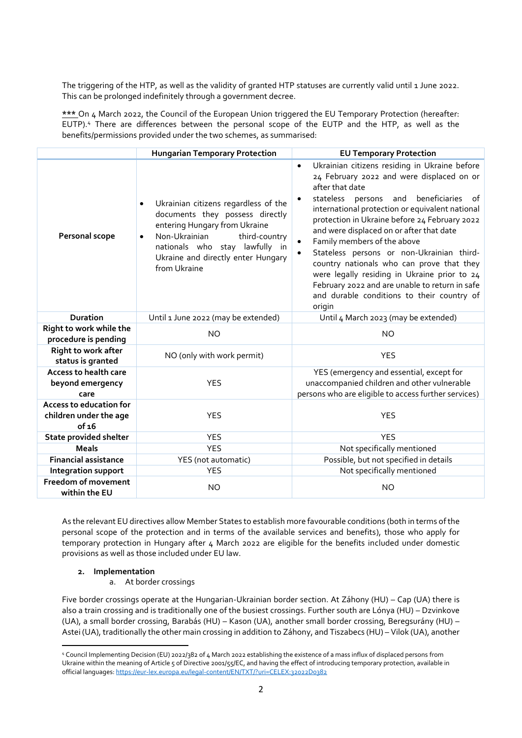The triggering of the HTP, as well as the validity of granted HTP statuses are currently valid until 1 June 2022. This can be prolonged indefinitely through a government decree.

*** On 4 March 2022, the Council of the European Union triggered the EU Temporary Protection (hereafter: EUTP).[4] There are differences between the personal scope of the EUTP and the HTP, as well as the benefits/permissions provided under the two schemes, as summarised:

| | Hungarian Temporary Protection | EU Temporary Protection |
|---|---|---|
| **Personal scope** | • Ukrainian citizens regardless of the documents they possess directly entering Hungary from Ukraine<br>• Non-Ukrainian third-country nationals who stay lawfully in Ukraine and directly enter Hungary from Ukraine | • Ukrainian citizens residing in Ukraine before 24 February 2022 and were displaced on or after that date<br>• stateless persons and beneficiaries of international protection or equivalent national protection in Ukraine before 24 February 2022 and were displaced on or after that date<br>• Family members of the above<br>• Stateless persons or non-Ukrainian third-country nationals who can prove that they were legally residing in Ukraine prior to 24 February 2022 and are unable to return in safe and durable conditions to their country of origin |
| **Duration** | Until 1 June 2022 (may be extended) | Until 4 March 2023 (may be extended) |
| **Right to work while the procedure is pending** | NO | NO |
| **Right to work after status is granted** | NO (only with work permit) | YES |
| **Access to health care beyond emergency care** | YES | YES (emergency and essential, except for unaccompanied children and other vulnerable persons who are eligible to access further services) |
| **Access to education for children under the age of 16** | YES | YES |
| **State provided shelter** | YES | YES |
| **Meals** | YES | Not specifically mentioned |
| **Financial assistance** | YES (not automatic) | Possible, but not specified in details |
| **Integration support** | YES | Not specifically mentioned |
| **Freedom of movement within the EU** | NO | NO |

As the relevant EU directives allow Member States to establish more favourable conditions (both in terms of the personal scope of the protection and in terms of the available services and benefits), those who apply for temporary protection in Hungary after 4 March 2022 are eligible for the benefits included under domestic provisions as well as those included under EU law.

2. **Implementation**
   a. At border crossings

Five border crossings operate at the Hungarian-Ukrainian border section. At Záhony (HU) – Cap (UA) there is also a train crossing and is traditionally one of the busiest crossings. Further south are Lónya (HU) – Dzvinkove (UA), a small border crossing, Barabás (HU) – Kason (UA), another small border crossing, Beregsurány (HU) – Astei (UA), traditionally the other main crossing in addition to Záhony, and Tiszabecs (HU) – Vilok (UA), another

[4] Council Implementing Decision (EU) 2022/382 of 4 March 2022 establishing the existence of a mass influx of displaced persons from Ukraine within the meaning of Article 5 of Directive 2001/55/EC, and having the effect of introducing temporary protection, available in official languages: https://eur-lex.europa.eu/legal-content/EN/TXT/?uri=CELEX:32022D0382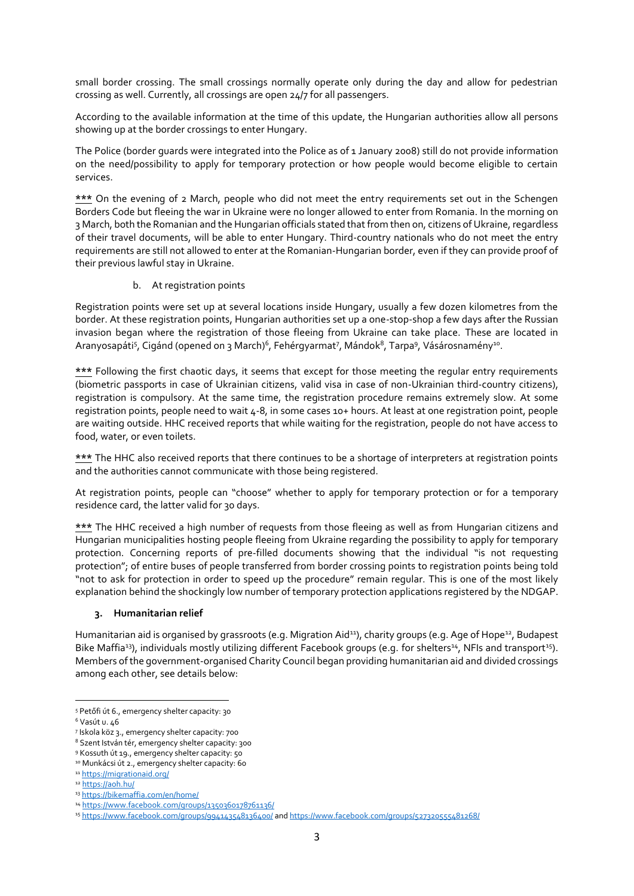small border crossing. The small crossings normally operate only during the day and allow for pedestrian crossing as well. Currently, all crossings are open 24/7 for all passengers.

According to the available information at the time of this update, the Hungarian authorities allow all persons showing up at the border crossings to enter Hungary.

The Police (border guards were integrated into the Police as of 1 January 2008) still do not provide information on the need/possibility to apply for temporary protection or how people would become eligible to certain services.

<u>***</u> On the evening of 2 March, people who did not meet the entry requirements set out in the Schengen Borders Code but fleeing the war in Ukraine were no longer allowed to enter from Romania. In the morning on 3 March, both the Romanian and the Hungarian officials stated that from then on, citizens of Ukraine, regardless of their travel documents, will be able to enter Hungary. Third-country nationals who do not meet the entry requirements are still not allowed to enter at the Romanian-Hungarian border, even if they can provide proof of their previous lawful stay in Ukraine.

b. At registration points

Registration points were set up at several locations inside Hungary, usually a few dozen kilometres from the border. At these registration points, Hungarian authorities set up a one-stop-shop a few days after the Russian invasion began where the registration of those fleeing from Ukraine can take place. These are located in Aranyosapáti[5], Cigánd (opened on 3 March)[6], Fehérgyarmat[7], Mándok[8], Tarpa[9], Vásárosnamény[10].

<u>***</u> Following the first chaotic days, it seems that except for those meeting the regular entry requirements (biometric passports in case of Ukrainian citizens, valid visa in case of non-Ukrainian third-country citizens), registration is compulsory. At the same time, the registration procedure remains extremely slow. At some registration points, people need to wait 4-8, in some cases 10+ hours. At least at one registration point, people are waiting outside. HHC received reports that while waiting for the registration, people do not have access to food, water, or even toilets.

<u>***</u> The HHC also received reports that there continues to be a shortage of interpreters at registration points and the authorities cannot communicate with those being registered.

At registration points, people can "choose" whether to apply for temporary protection or for a temporary residence card, the latter valid for 30 days.

<u>***</u> The HHC received a high number of requests from those fleeing as well as from Hungarian citizens and Hungarian municipalities hosting people fleeing from Ukraine regarding the possibility to apply for temporary protection. Concerning reports of pre-filled documents showing that the individual "is not requesting protection"; of entire buses of people transferred from border crossing points to registration points being told "not to ask for protection in order to speed up the procedure" remain regular. This is one of the most likely explanation behind the shockingly low number of temporary protection applications registered by the NDGAP.

### 3. Humanitarian relief

Humanitarian aid is organised by grassroots (e.g. Migration Aid[11]), charity groups (e.g. Age of Hope[12], Budapest Bike Maffia[13]), individuals mostly utilizing different Facebook groups (e.g. for shelters[14], NFIs and transport[15]). Members of the government-organised Charity Council began providing humanitarian aid and divided crossings among each other, see details below:

---

[5] Petőfi út 6., emergency shelter capacity: 30
[6] Vasút u. 46
[7] Iskola köz 3., emergency shelter capacity: 700
[8] Szent István tér, emergency shelter capacity: 300
[9] Kossuth út 19., emergency shelter capacity: 50
[10] Munkácsi út 2., emergency shelter capacity: 60
[11] https://migrationaid.org/
[12] https://aoh.hu/
[13] https://bikemaffia.com/en/home/
[14] https://www.facebook.com/groups/1350360178761136/
[15] https://www.facebook.com/groups/994143548136400/ and https://www.facebook.com/groups/527320555481268/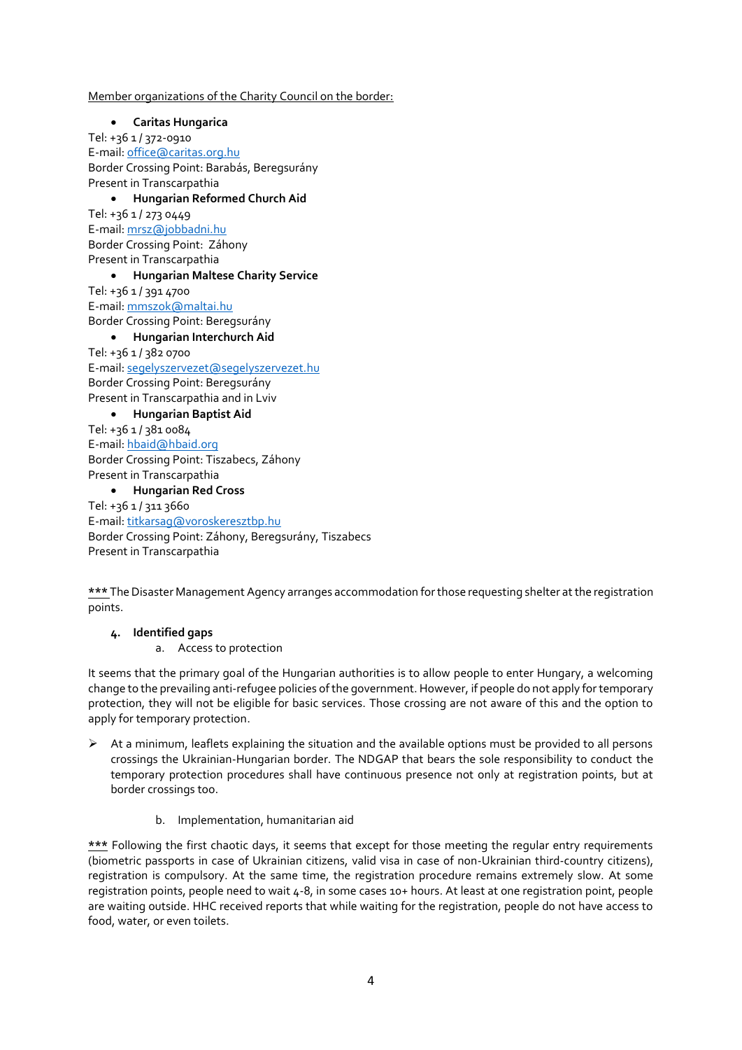<u>Member organizations of the Charity Council on the border:</u>

- **Caritas Hungarica**

Tel: +36 1 / 372-0910
E-mail: office@caritas.org.hu
Border Crossing Point: Barabás, Beregsurány
Present in Transcarpathia

- **Hungarian Reformed Church Aid**

Tel: +36 1 / 273 0449
E-mail: mrsz@jobbadni.hu
Border Crossing Point: Záhony
Present in Transcarpathia

- **Hungarian Maltese Charity Service**

Tel: +36 1 / 391 4700
E-mail: mmszok@maltai.hu
Border Crossing Point: Beregsurány

- **Hungarian Interchurch Aid**

Tel: +36 1 / 382 0700
E-mail: segelyszervezet@segelyszervezet.hu
Border Crossing Point: Beregsurány
Present in Transcarpathia and in Lviv

- **Hungarian Baptist Aid**

Tel: +36 1 / 381 0084
E-mail: hbaid@hbaid.org
Border Crossing Point: Tiszabecs, Záhony
Present in Transcarpathia

- **Hungarian Red Cross**

Tel: +36 1 / 311 3660
E-mail: titkarsag@voroskeresztbp.hu
Border Crossing Point: Záhony, Beregsurány, Tiszabecs
Present in Transcarpathia

<u>***</u> The Disaster Management Agency arranges accommodation for those requesting shelter at the registration points.

## 4. Identified gaps

a. Access to protection

It seems that the primary goal of the Hungarian authorities is to allow people to enter Hungary, a welcoming change to the prevailing anti-refugee policies of the government. However, if people do not apply for temporary protection, they will not be eligible for basic services. Those crossing are not aware of this and the option to apply for temporary protection.

- At a minimum, leaflets explaining the situation and the available options must be provided to all persons crossings the Ukrainian-Hungarian border. The NDGAP that bears the sole responsibility to conduct the temporary protection procedures shall have continuous presence not only at registration points, but at border crossings too.

b. Implementation, humanitarian aid

<u>***</u> Following the first chaotic days, it seems that except for those meeting the regular entry requirements (biometric passports in case of Ukrainian citizens, valid visa in case of non-Ukrainian third-country citizens), registration is compulsory. At the same time, the registration procedure remains extremely slow. At some registration points, people need to wait 4-8, in some cases 10+ hours. At least at one registration point, people are waiting outside. HHC received reports that while waiting for the registration, people do not have access to food, water, or even toilets.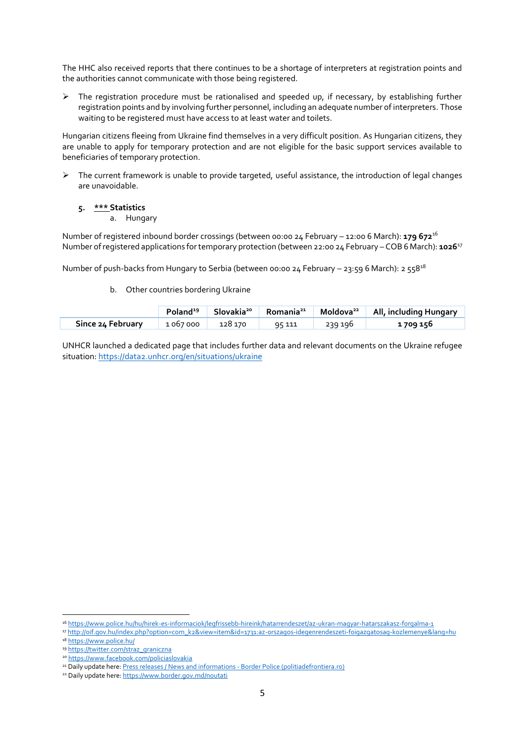The HHC also received reports that there continues to be a shortage of interpreters at registration points and the authorities cannot communicate with those being registered.

- The registration procedure must be rationalised and speeded up, if necessary, by establishing further registration points and by involving further personnel, including an adequate number of interpreters. Those waiting to be registered must have access to at least water and toilets.

Hungarian citizens fleeing from Ukraine find themselves in a very difficult position. As Hungarian citizens, they are unable to apply for temporary protection and are not eligible for the basic support services available to beneficiaries of temporary protection.

- The current framework is unable to provide targeted, useful assistance, the introduction of legal changes are unavoidable.

## 5. *** Statistics

### a. Hungary

Number of registered inbound border crossings (between 00:00 24 February – 12:00 6 March): **179 672**[16]
Number of registered applications for temporary protection (between 22:00 24 February – COB 6 March): **1026**[17]

Number of push-backs from Hungary to Serbia (between 00:00 24 February – 23:59 6 March): 2 558[18]

### b. Other countries bordering Ukraine

| | Poland[19] | Slovakia[20] | Romania[21] | Moldova[22] | All, including Hungary |
|---|---|---|---|---|---|
| **Since 24 February** | 1 067 000 | 128 170 | 95 111 | 239 196 | **1 709 156** |

UNHCR launched a dedicated page that includes further data and relevant documents on the Ukraine refugee situation: https://data2.unhcr.org/en/situations/ukraine

---

[16] https://www.police.hu/hu/hirek-es-informaciok/legfrissebb-hireink/hatarrendeszet/az-ukran-magyar-hatarszakasz-forgalma-1
[17] http://oif.gov.hu/index.php?option=com_k2&view=item&id=1731:az-orszagos-idegenrendeszeti-foigazgatosag-kozlemenye&lang=hu
[18] https://www.police.hu/
[19] https://twitter.com/straz_graniczna
[20] https://www.facebook.com/policiaslovakia
[21] Daily update here: Press releases / News and informations - Border Police (politiadefrontiera.ro)
[22] Daily update here: https://www.border.gov.md/noutati